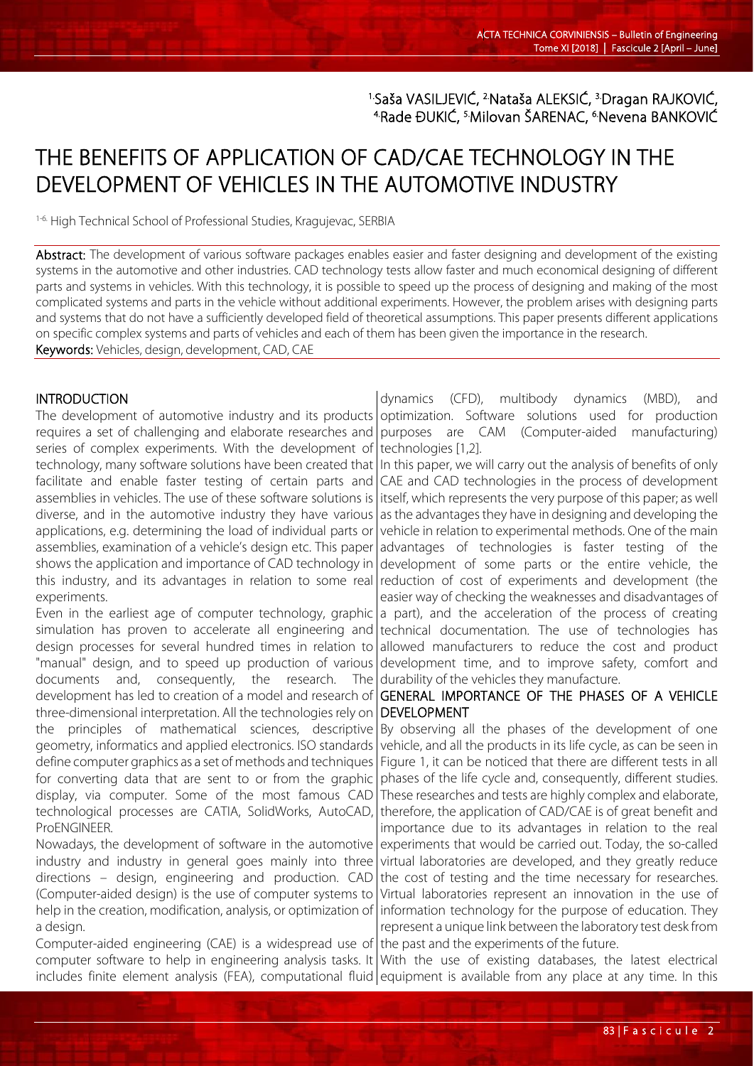[1.]Saša VASILJEVIĆ, [2.]Nataša ALEKSIĆ, [3.]Dragan RAJKOVIĆ, [4.]Rade ĐUKIĆ, [5.]Milovan ŠARENAC, [6.]Nevena BANKOVIĆ

# THE BENEFITS OF APPLICATION OF CAD/CAE TECHNOLOGY IN THE DEVELOPMENT OF VEHICLES IN THE AUTOMOTIVE INDUSTRY

[1-6.] High Technical School of Professional Studies, Kragujevac, SERBIA

**Abstract:** The development of various software packages enables easier and faster designing and development of the existing systems in the automotive and other industries. CAD technology tests allow faster and much economical designing of different parts and systems in vehicles. With this technology, it is possible to speed up the process of designing and making of the most complicated systems and parts in the vehicle without additional experiments. However, the problem arises with designing parts and systems that do not have a sufficiently developed field of theoretical assumptions. This paper presents different applications on specific complex systems and parts of vehicles and each of them has been given the importance in the research.

**Keywords:** Vehicles, design, development, CAD, CAE

## INTRODUCTION

The development of automotive industry and its products requires a set of challenging and elaborate researches and series of complex experiments. With the development of technology, many software solutions have been created that facilitate and enable faster testing of certain parts and assemblies in vehicles. The use of these software solutions is diverse, and in the automotive industry they have various applications, e.g. determining the load of individual parts or assemblies, examination of a vehicle's design etc. This paper shows the application and importance of CAD technology in this industry, and its advantages in relation to some real experiments.

Even in the earliest age of computer technology, graphic simulation has proven to accelerate all engineering and design processes for several hundred times in relation to "manual" design, and to speed up production of various documents and, consequently, the research. The development has led to creation of a model and research of three-dimensional interpretation. All the technologies rely on the principles of mathematical sciences, descriptive geometry, informatics and applied electronics. ISO standards define computer graphics as a set of methods and techniques for converting data that are sent to or from the graphic display, via computer. Some of the most famous CAD technological processes are CATIA, SolidWorks, AutoCAD, ProENGINEER.

Nowadays, the development of software in the automotive industry and industry in general goes mainly into three directions – design, engineering and production. CAD (Computer-aided design) is the use of computer systems to help in the creation, modification, analysis, or optimization of a design.

Computer-aided engineering (CAE) is a widespread use of computer software to help in engineering analysis tasks. It includes finite element analysis (FEA), computational fluid dynamics (CFD), multibody dynamics (MBD), and optimization. Software solutions used for production purposes are CAM (Computer-aided manufacturing) technologies [1,2].

In this paper, we will carry out the analysis of benefits of only CAE and CAD technologies in the process of development itself, which represents the very purpose of this paper; as well as the advantages they have in designing and developing the vehicle in relation to experimental methods. One of the main advantages of technologies is faster testing of the development of some parts or the entire vehicle, the reduction of cost of experiments and development (the easier way of checking the weaknesses and disadvantages of a part), and the acceleration of the process of creating technical documentation. The use of technologies has allowed manufacturers to reduce the cost and product development time, and to improve safety, comfort and durability of the vehicles they manufacture.

## GENERAL IMPORTANCE OF THE PHASES OF A VEHICLE DEVELOPMENT

By observing all the phases of the development of one vehicle, and all the products in its life cycle, as can be seen in Figure 1, it can be noticed that there are different tests in all phases of the life cycle and, consequently, different studies. These researches and tests are highly complex and elaborate, therefore, the application of CAD/CAE is of great benefit and importance due to its advantages in relation to the real experiments that would be carried out. Today, the so-called virtual laboratories are developed, and they greatly reduce the cost of testing and the time necessary for researches. Virtual laboratories represent an innovation in the use of information technology for the purpose of education. They represent a unique link between the laboratory test desk from the past and the experiments of the future.

With the use of existing databases, the latest electrical equipment is available from any place at any time. In this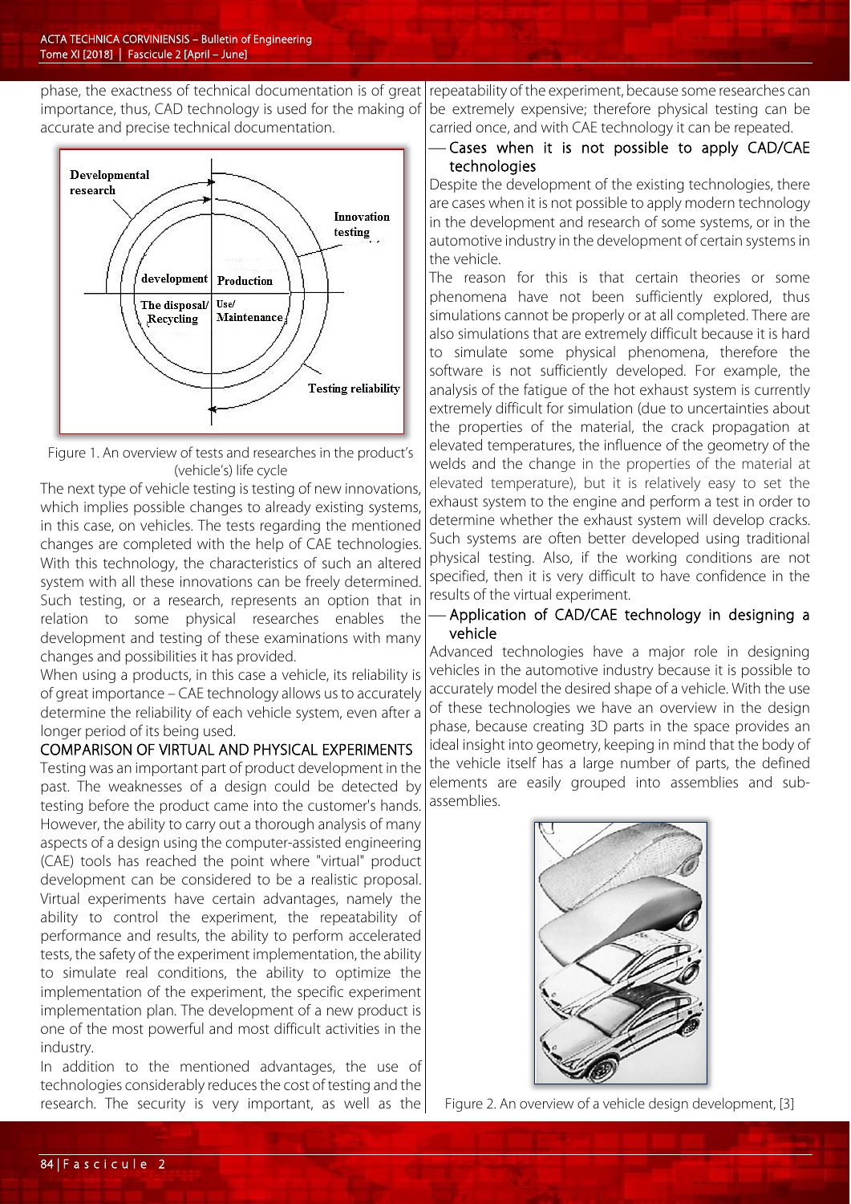phase, the exactness of technical documentation is of great importance, thus, CAD technology is used for the making of accurate and precise technical documentation.

Figure 1. An overview of tests and researches in the product's (vehicle's) life cycle

The next type of vehicle testing is testing of new innovations, which implies possible changes to already existing systems, in this case, on vehicles. The tests regarding the mentioned changes are completed with the help of CAE technologies. With this technology, the characteristics of such an altered system with all these innovations can be freely determined. Such testing, or a research, represents an option that in relation to some physical researches enables the development and testing of these examinations with many changes and possibilities it has provided.

When using a products, in this case a vehicle, its reliability is of great importance – CAE technology allows us to accurately determine the reliability of each vehicle system, even after a longer period of its being used.

## COMPARISON OF VIRTUAL AND PHYSICAL EXPERIMENTS

Testing was an important part of product development in the past. The weaknesses of a design could be detected by testing before the product came into the customer's hands. However, the ability to carry out a thorough analysis of many aspects of a design using the computer-assisted engineering (CAE) tools has reached the point where "virtual" product development can be considered to be a realistic proposal. Virtual experiments have certain advantages, namely the ability to control the experiment, the repeatability of performance and results, the ability to perform accelerated tests, the safety of the experiment implementation, the ability to simulate real conditions, the ability to optimize the implementation of the experiment, the specific experiment implementation plan. The development of a new product is one of the most powerful and most difficult activities in the industry.

In addition to the mentioned advantages, the use of technologies considerably reduces the cost of testing and the research. The security is very important, as well as the repeatability of the experiment, because some researches can be extremely expensive; therefore physical testing can be carried once, and with CAE technology it can be repeated.

### — Cases when it is not possible to apply CAD/CAE technologies

Despite the development of the existing technologies, there are cases when it is not possible to apply modern technology in the development and research of some systems, or in the automotive industry in the development of certain systems in the vehicle.

The reason for this is that certain theories or some phenomena have not been sufficiently explored, thus simulations cannot be properly or at all completed. There are also simulations that are extremely difficult because it is hard to simulate some physical phenomena, therefore the software is not sufficiently developed. For example, the analysis of the fatigue of the hot exhaust system is currently extremely difficult for simulation (due to uncertainties about the properties of the material, the crack propagation at elevated temperatures, the influence of the geometry of the welds and the change in the properties of the material at elevated temperature), but it is relatively easy to set the exhaust system to the engine and perform a test in order to determine whether the exhaust system will develop cracks. Such systems are often better developed using traditional physical testing. Also, if the working conditions are not specified, then it is very difficult to have confidence in the results of the virtual experiment.

### — Application of CAD/CAE technology in designing a vehicle

Advanced technologies have a major role in designing vehicles in the automotive industry because it is possible to accurately model the desired shape of a vehicle. With the use of these technologies we have an overview in the design phase, because creating 3D parts in the space provides an ideal insight into geometry, keeping in mind that the body of the vehicle itself has a large number of parts, the defined elements are easily grouped into assemblies and sub-assemblies.

Figure 2. An overview of a vehicle design development, [3]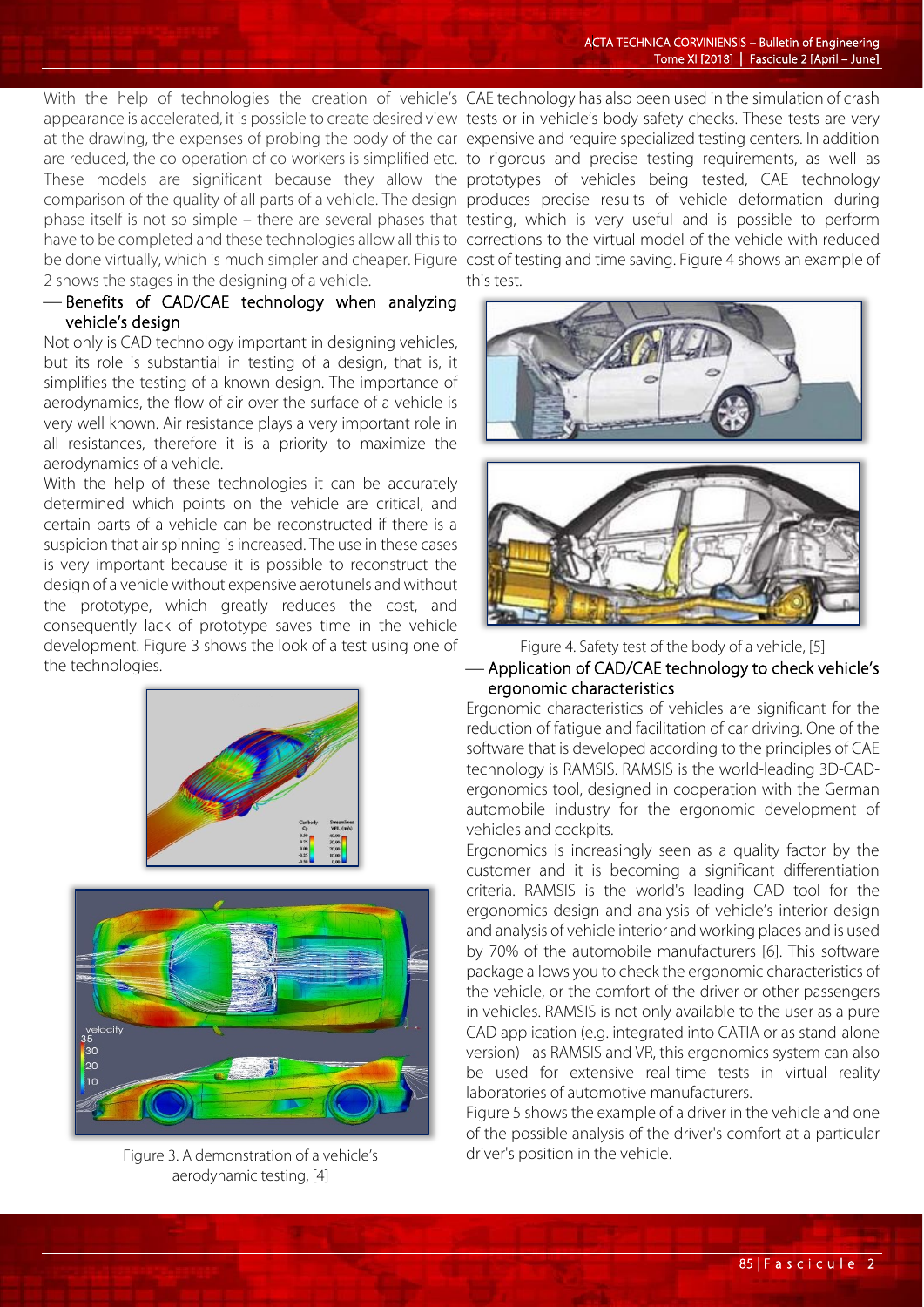With the help of technologies the creation of vehicle's appearance is accelerated, it is possible to create desired view at the drawing, the expenses of probing the body of the car are reduced, the co-operation of co-workers is simplified etc. These models are significant because they allow the comparison of the quality of all parts of a vehicle. The design phase itself is not so simple – there are several phases that have to be completed and these technologies allow all this to be done virtually, which is much simpler and cheaper. Figure 2 shows the stages in the designing of a vehicle.

### — Benefits of CAD/CAE technology when analyzing vehicle's design

Not only is CAD technology important in designing vehicles, but its role is substantial in testing of a design, that is, it simplifies the testing of a known design. The importance of aerodynamics, the flow of air over the surface of a vehicle is very well known. Air resistance plays a very important role in all resistances, therefore it is a priority to maximize the aerodynamics of a vehicle.

With the help of these technologies it can be accurately determined which points on the vehicle are critical, and certain parts of a vehicle can be reconstructed if there is a suspicion that air spinning is increased. The use in these cases is very important because it is possible to reconstruct the design of a vehicle without expensive aerotunels and without the prototype, which greatly reduces the cost, and consequently lack of prototype saves time in the vehicle development. Figure 3 shows the look of a test using one of the technologies.

Figure 3. A demonstration of a vehicle's aerodynamic testing, [4]

CAE technology has also been used in the simulation of crash tests or in vehicle's body safety checks. These tests are very expensive and require specialized testing centers. In addition to rigorous and precise testing requirements, as well as prototypes of vehicles being tested, CAE technology produces precise results of vehicle deformation during testing, which is very useful and is possible to perform corrections to the virtual model of the vehicle with reduced cost of testing and time saving. Figure 4 shows an example of this test.

Figure 4. Safety test of the body of a vehicle, [5]

### — Application of CAD/CAE technology to check vehicle's ergonomic characteristics

Ergonomic characteristics of vehicles are significant for the reduction of fatigue and facilitation of car driving. One of the software that is developed according to the principles of CAE technology is RAMSIS. RAMSIS is the world-leading 3D-CAD-ergonomics tool, designed in cooperation with the German automobile industry for the ergonomic development of vehicles and cockpits.

Ergonomics is increasingly seen as a quality factor by the customer and it is becoming a significant differentiation criteria. RAMSIS is the world's leading CAD tool for the ergonomics design and analysis of vehicle's interior design and analysis of vehicle interior and working places and is used by 70% of the automobile manufacturers [6]. This software package allows you to check the ergonomic characteristics of the vehicle, or the comfort of the driver or other passengers in vehicles. RAMSIS is not only available to the user as a pure CAD application (e.g. integrated into CATIA or as stand-alone version) - as RAMSIS and VR, this ergonomics system can also be used for extensive real-time tests in virtual reality laboratories of automotive manufacturers.

Figure 5 shows the example of a driver in the vehicle and one of the possible analysis of the driver's comfort at a particular driver's position in the vehicle.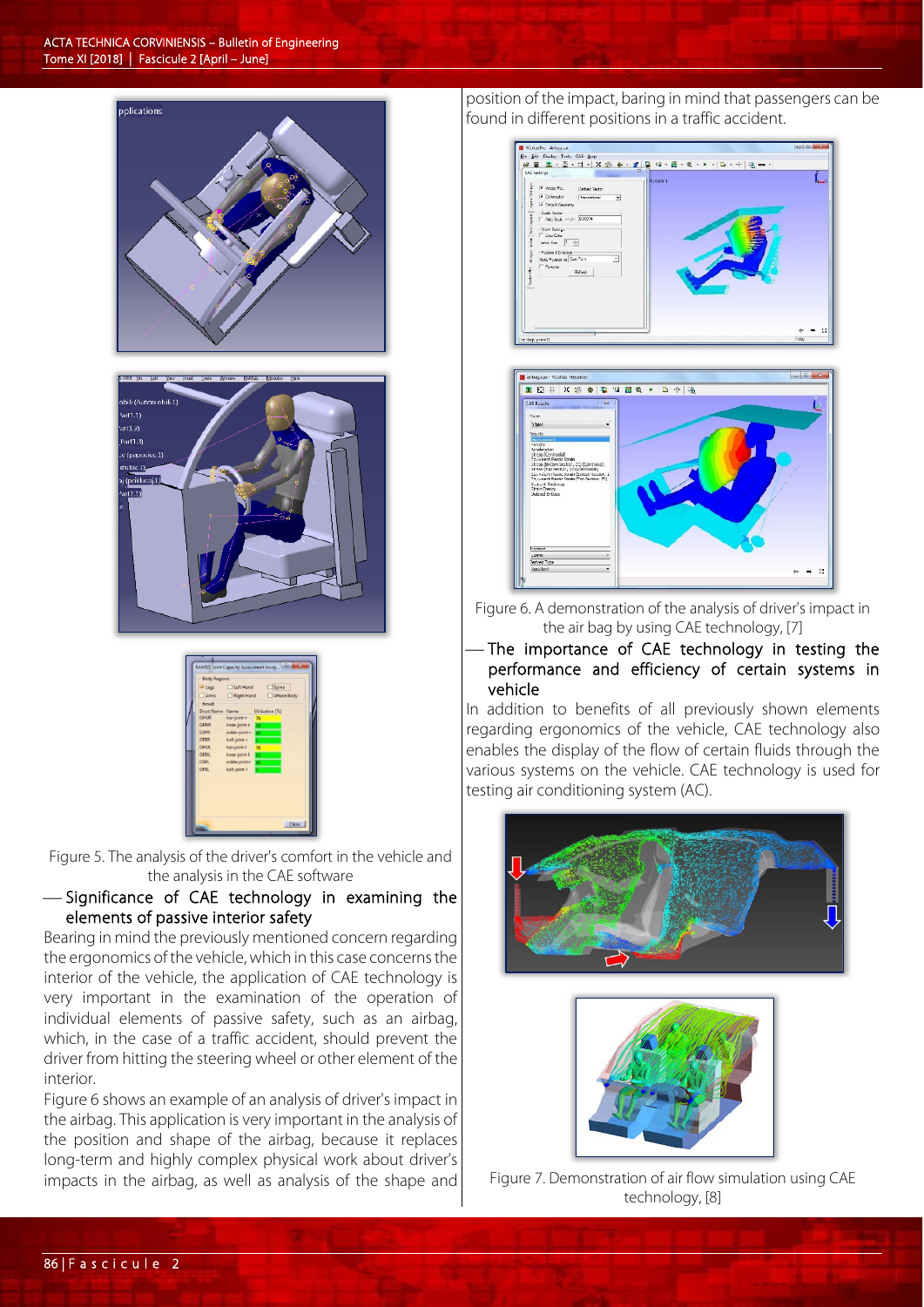Figure 5. The analysis of the driver's comfort in the vehicle and the analysis in the CAE software

— Significance of CAE technology in examining the elements of passive interior safety

Bearing in mind the previously mentioned concern regarding the ergonomics of the vehicle, which in this case concerns the interior of the vehicle, the application of CAE technology is very important in the examination of the operation of individual elements of passive safety, such as an airbag, which, in the case of a traffic accident, should prevent the driver from hitting the steering wheel or other element of the interior.

Figure 6 shows an example of an analysis of driver's impact in the airbag. This application is very important in the analysis of the position and shape of the airbag, because it replaces long-term and highly complex physical work about driver's impacts in the airbag, as well as analysis of the shape and position of the impact, baring in mind that passengers can be found in different positions in a traffic accident.

Figure 6. A demonstration of the analysis of driver's impact in the air bag by using CAE technology, [7]

— The importance of CAE technology in testing the performance and efficiency of certain systems in vehicle

In addition to benefits of all previously shown elements regarding ergonomics of the vehicle, CAE technology also enables the display of the flow of certain fluids through the various systems on the vehicle. CAE technology is used for testing air conditioning system (AC).

Figure 7. Demonstration of air flow simulation using CAE technology, [8]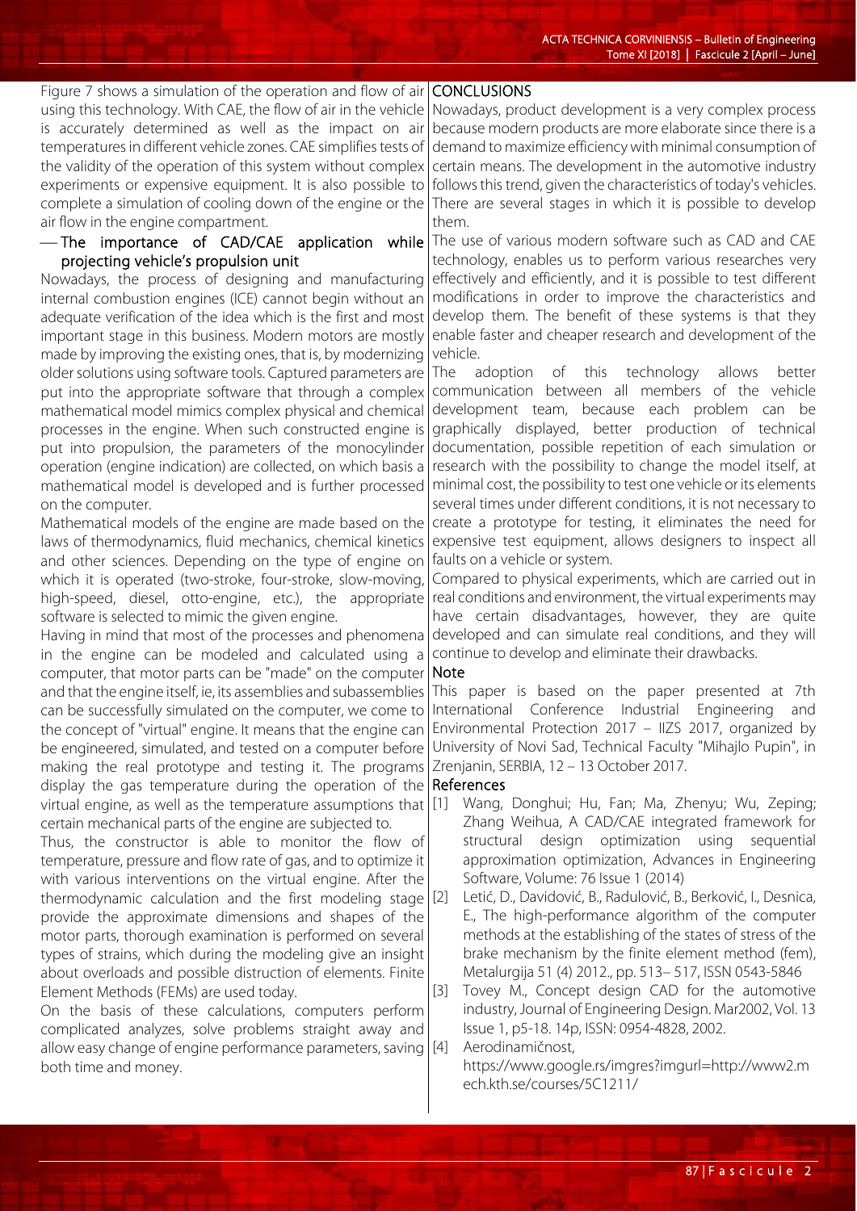Figure 7 shows a simulation of the operation and flow of air using this technology. With CAE, the flow of air in the vehicle is accurately determined as well as the impact on air temperatures in different vehicle zones. CAE simplifies tests of the validity of the operation of this system without complex experiments or expensive equipment. It is also possible to complete a simulation of cooling down of the engine or the air flow in the engine compartment.

— The importance of CAD/CAE application while projecting vehicle's propulsion unit

Nowadays, the process of designing and manufacturing internal combustion engines (ICE) cannot begin without an adequate verification of the idea which is the first and most important stage in this business. Modern motors are mostly made by improving the existing ones, that is, by modernizing older solutions using software tools. Captured parameters are put into the appropriate software that through a complex mathematical model mimics complex physical and chemical processes in the engine. When such constructed engine is put into propulsion, the parameters of the monocylinder operation (engine indication) are collected, on which basis a mathematical model is developed and is further processed on the computer.

Mathematical models of the engine are made based on the laws of thermodynamics, fluid mechanics, chemical kinetics and other sciences. Depending on the type of engine on which it is operated (two-stroke, four-stroke, slow-moving, high-speed, diesel, otto-engine, etc.), the appropriate software is selected to mimic the given engine.

Having in mind that most of the processes and phenomena in the engine can be modeled and calculated using a computer, that motor parts can be "made" on the computer and that the engine itself, ie, its assemblies and subassemblies can be successfully simulated on the computer, we come to the concept of "virtual" engine. It means that the engine can be engineered, simulated, and tested on a computer before making the real prototype and testing it. The programs display the gas temperature during the operation of the virtual engine, as well as the temperature assumptions that certain mechanical parts of the engine are subjected to.

Thus, the constructor is able to monitor the flow of temperature, pressure and flow rate of gas, and to optimize it with various interventions on the virtual engine. After the thermodynamic calculation and the first modeling stage provide the approximate dimensions and shapes of the motor parts, thorough examination is performed on several types of strains, which during the modeling give an insight about overloads and possible distruction of elements. Finite Element Methods (FEMs) are used today.

On the basis of these calculations, computers perform complicated analyzes, solve problems straight away and allow easy change of engine performance parameters, saving both time and money.

## CONCLUSIONS

Nowadays, product development is a very complex process because modern products are more elaborate since there is a demand to maximize efficiency with minimal consumption of certain means. The development in the automotive industry follows this trend, given the characteristics of today's vehicles. There are several stages in which it is possible to develop them.

The use of various modern software such as CAD and CAE technology, enables us to perform various researches very effectively and efficiently, and it is possible to test different modifications in order to improve the characteristics and develop them. The benefit of these systems is that they enable faster and cheaper research and development of the vehicle.

The adoption of this technology allows better communication between all members of the vehicle development team, because each problem can be graphically displayed, better production of technical documentation, possible repetition of each simulation or research with the possibility to change the model itself, at minimal cost, the possibility to test one vehicle or its elements several times under different conditions, it is not necessary to create a prototype for testing, it eliminates the need for expensive test equipment, allows designers to inspect all faults on a vehicle or system.

Compared to physical experiments, which are carried out in real conditions and environment, the virtual experiments may have certain disadvantages, however, they are quite developed and can simulate real conditions, and they will continue to develop and eliminate their drawbacks.

**Note**

This paper is based on the paper presented at 7th International Conference Industrial Engineering and Environmental Protection 2017 – IIZS 2017, organized by University of Novi Sad, Technical Faculty "Mihajlo Pupin", in Zrenjanin, SERBIA, 12 – 13 October 2017.

## References

[1] Wang, Donghui; Hu, Fan; Ma, Zhenyu; Wu, Zeping; Zhang Weihua, A CAD/CAE integrated framework for structural design optimization using sequential approximation optimization, Advances in Engineering Software, Volume: 76 Issue 1 (2014)

[2] Letić, D., Davidović, B., Radulović, B., Berković, I., Desnica, E., The high-performance algorithm of the computer methods at the establishing of the states of stress of the brake mechanism by the finite element method (fem), Metalurgija 51 (4) 2012., pp. 513– 517, ISSN 0543-5846

[3] Tovey M., Concept design CAD for the automotive industry, Journal of Engineering Design. Mar2002, Vol. 13 Issue 1, p5-18. 14p, ISSN: 0954-4828, 2002.

[4] Aerodinamičnost, https://www.google.rs/imgres?imgurl=http://www2.mech.kth.se/courses/5C1211/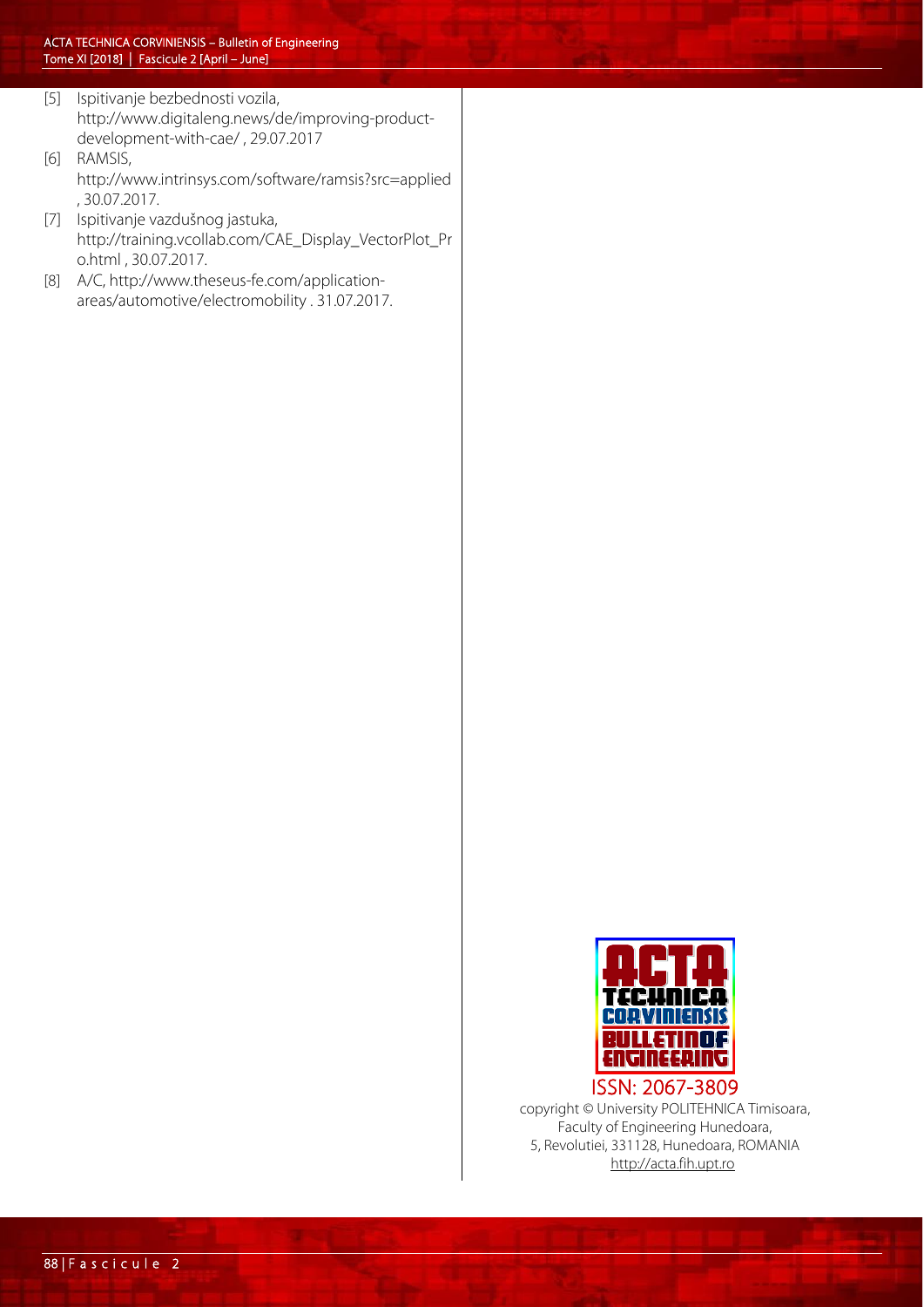[5] Ispitivanje bezbednosti vozila, http://www.digitaleng.news/de/improving-product-development-with-cae/ , 29.07.2017

[6] RAMSIS, http://www.intrinsys.com/software/ramsis?src=applied , 30.07.2017.

[7] Ispitivanje vazdušnog jastuka, http://training.vcollab.com/CAE_Display_VectorPlot_Pro.html , 30.07.2017.

[8] A/C, http://www.theseus-fe.com/application-areas/automotive/electromobility . 31.07.2017.

ISSN: 2067-3809

copyright © University POLITEHNICA Timisoara, Faculty of Engineering Hunedoara, 5, Revolutiei, 331128, Hunedoara, ROMANIA http://acta.fih.upt.ro